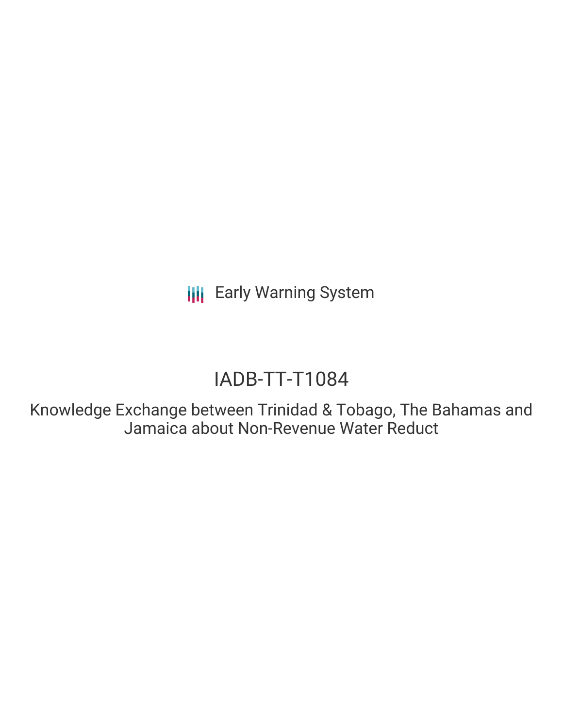Early Warning System

# IADB-TT-T1084

## Knowledge Exchange between Trinidad & Tobago, The Bahamas and Jamaica about Non-Revenue Water Reduct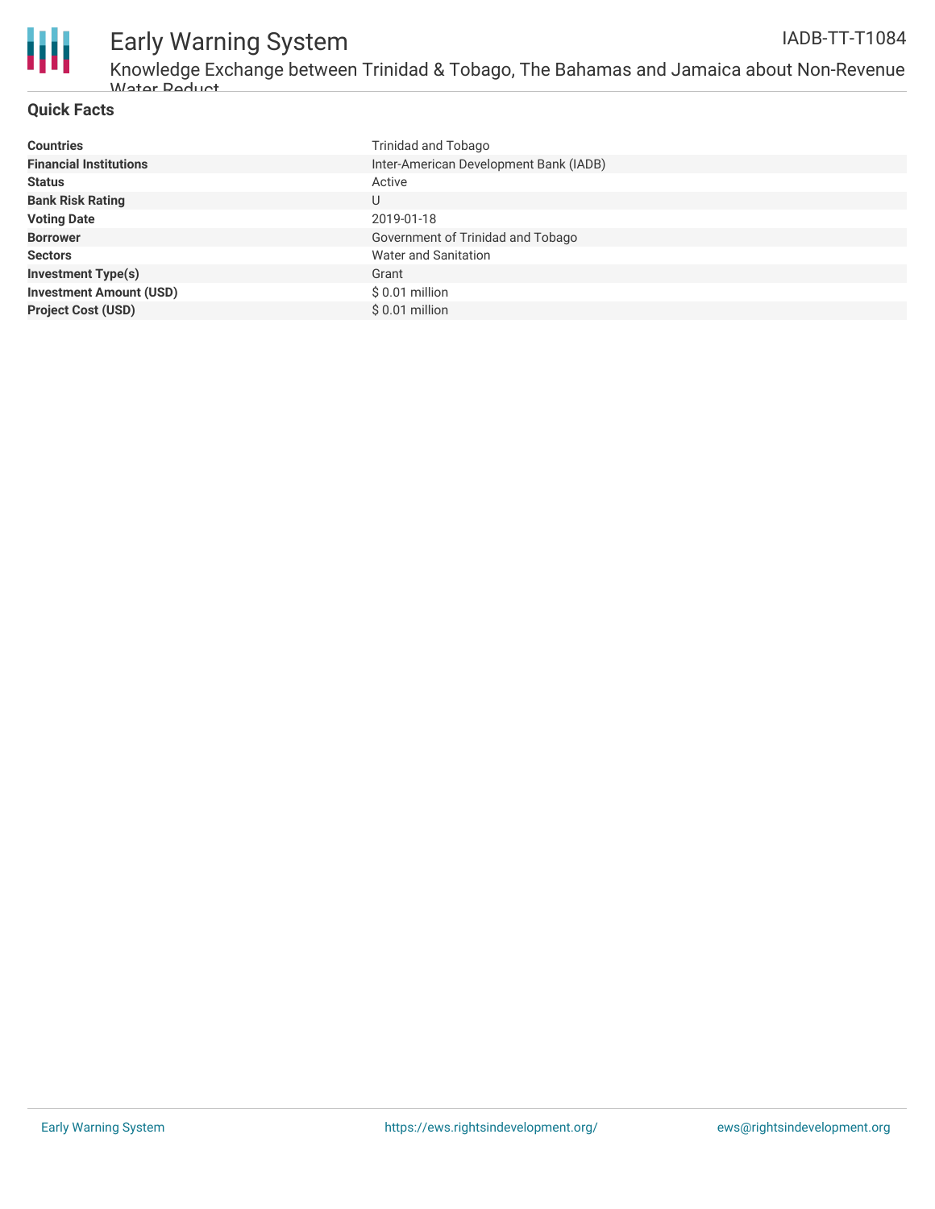## Quick Facts

| | |
|---|---|
| **Countries** | Trinidad and Tobago |
| **Financial Institutions** | Inter-American Development Bank (IADB) |
| **Status** | Active |
| **Bank Risk Rating** | U |
| **Voting Date** | 2019-01-18 |
| **Borrower** | Government of Trinidad and Tobago |
| **Sectors** | Water and Sanitation |
| **Investment Type(s)** | Grant |
| **Investment Amount (USD)** | $ 0.01 million |
| **Project Cost (USD)** | $ 0.01 million |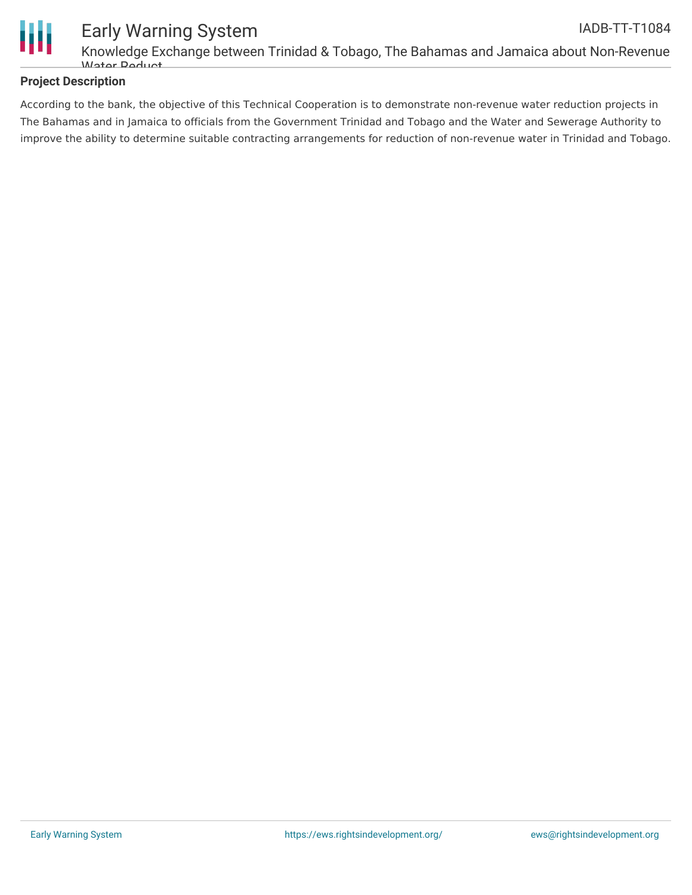## Project Description

According to the bank, the objective of this Technical Cooperation is to demonstrate non-revenue water reduction projects in The Bahamas and in Jamaica to officials from the Government Trinidad and Tobago and the Water and Sewerage Authority to improve the ability to determine suitable contracting arrangements for reduction of non-revenue water in Trinidad and Tobago.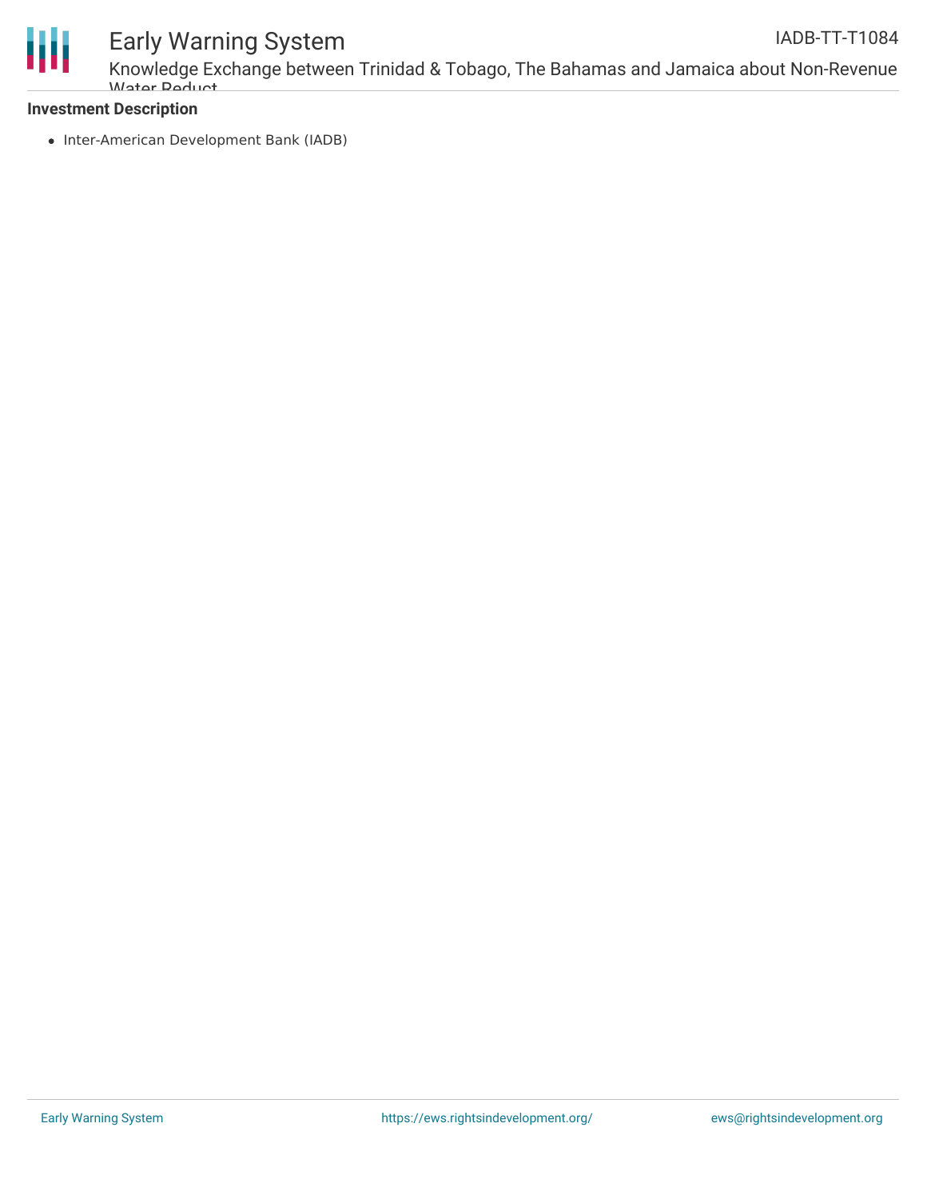**Investment Description**

- Inter-American Development Bank (IADB)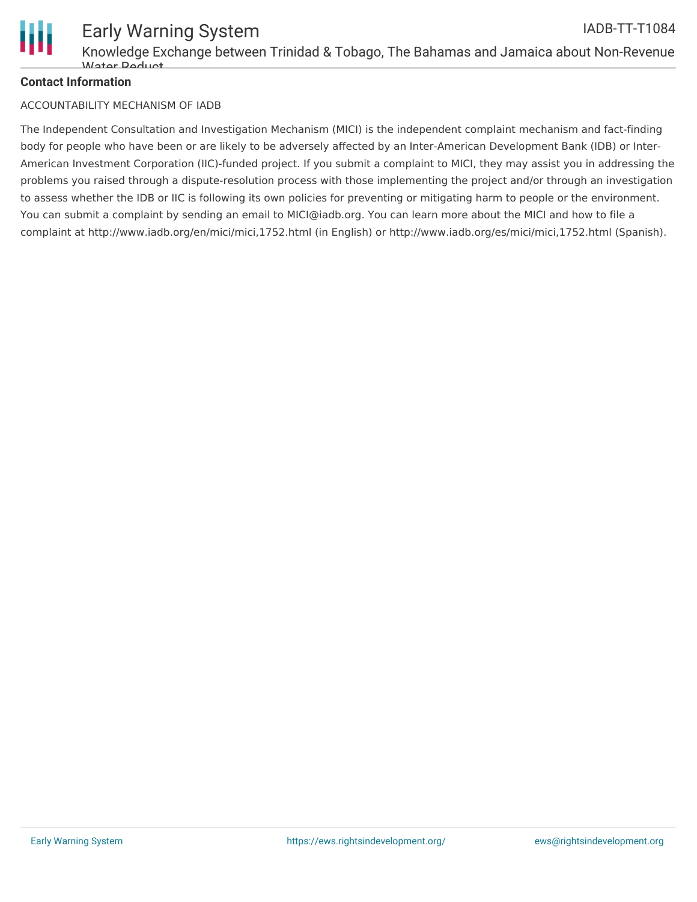**Contact Information**

ACCOUNTABILITY MECHANISM OF IADB

The Independent Consultation and Investigation Mechanism (MICI) is the independent complaint mechanism and fact-finding body for people who have been or are likely to be adversely affected by an Inter-American Development Bank (IDB) or Inter-American Investment Corporation (IIC)-funded project. If you submit a complaint to MICI, they may assist you in addressing the problems you raised through a dispute-resolution process with those implementing the project and/or through an investigation to assess whether the IDB or IIC is following its own policies for preventing or mitigating harm to people or the environment. You can submit a complaint by sending an email to MICI@iadb.org. You can learn more about the MICI and how to file a complaint at http://www.iadb.org/en/mici/mici,1752.html (in English) or http://www.iadb.org/es/mici/mici,1752.html (Spanish).